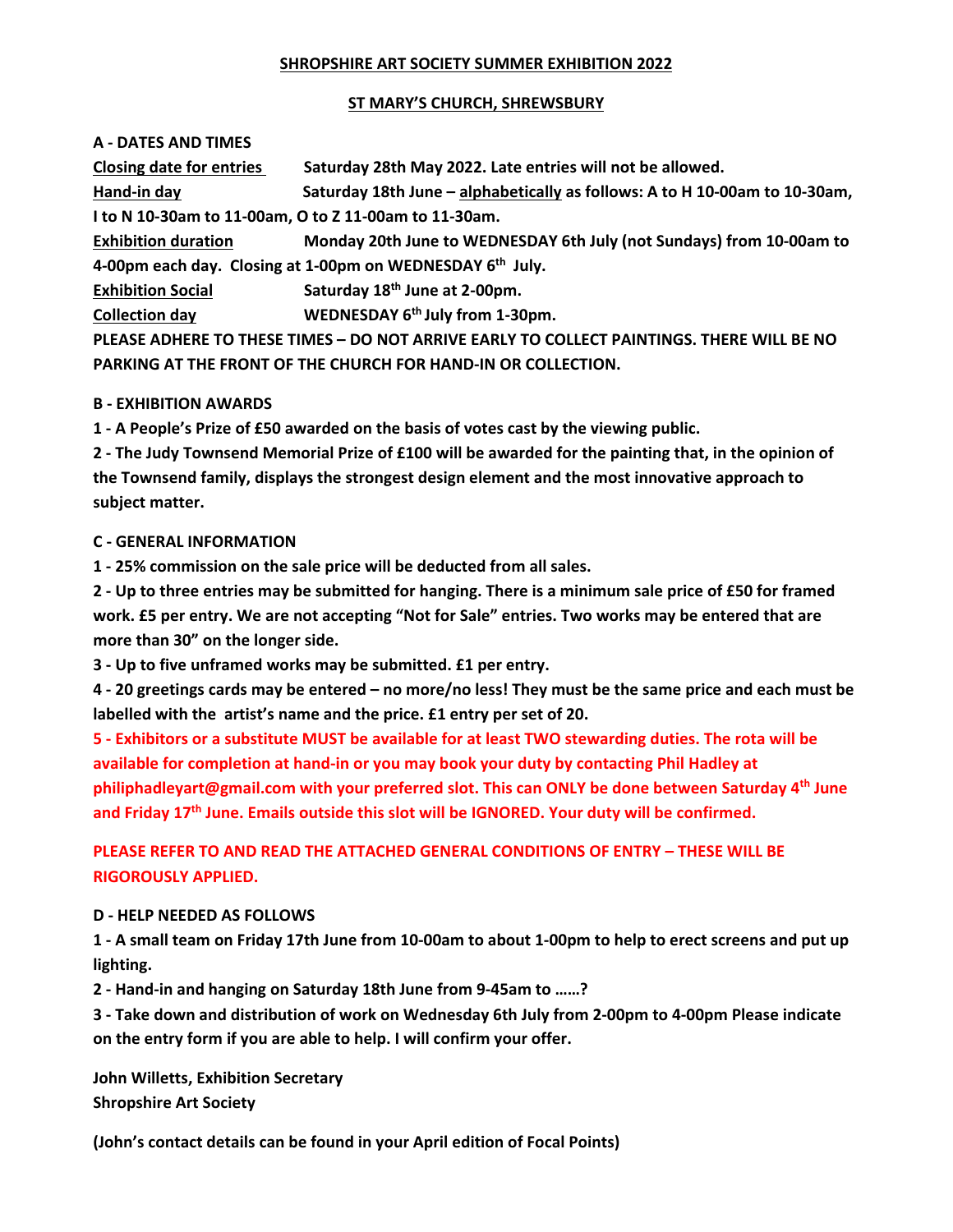# SHROPSHIRE ART SOCIETY SUMMER EXHIBITION 2022

## ST MARY'S CHURCH, SHREWSBURY

**A - DATES AND TIMES**

**Closing date for entries** — **Saturday 28th May 2022. Late entries will not be allowed.**

**Hand-in day** — **Saturday 18th June – alphabetically as follows: A to H 10-00am to 10-30am, I to N 10-30am to 11-00am, O to Z 11-00am to 11-30am.**

**Exhibition duration** — **Monday 20th June to WEDNESDAY 6th July (not Sundays) from 10-00am to 4-00pm each day. Closing at 1-00pm on WEDNESDAY 6th July.**

**Exhibition Social** — **Saturday 18th June at 2-00pm.**

**Collection day** — **WEDNESDAY 6th July from 1-30pm.**

**PLEASE ADHERE TO THESE TIMES – DO NOT ARRIVE EARLY TO COLLECT PAINTINGS. THERE WILL BE NO PARKING AT THE FRONT OF THE CHURCH FOR HAND-IN OR COLLECTION.**

**B - EXHIBITION AWARDS**

**1 - A People's Prize of £50 awarded on the basis of votes cast by the viewing public.**

**2 - The Judy Townsend Memorial Prize of £100 will be awarded for the painting that, in the opinion of the Townsend family, displays the strongest design element and the most innovative approach to subject matter.**

**C - GENERAL INFORMATION**

**1 - 25% commission on the sale price will be deducted from all sales.**

**2 - Up to three entries may be submitted for hanging. There is a minimum sale price of £50 for framed work. £5 per entry. We are not accepting "Not for Sale" entries. Two works may be entered that are more than 30" on the longer side.**

**3 - Up to five unframed works may be submitted. £1 per entry.**

**4 - 20 greetings cards may be entered – no more/no less! They must be the same price and each must be labelled with the artist's name and the price. £1 entry per set of 20.**

**5 - Exhibitors or a substitute MUST be available for at least TWO stewarding duties. The rota will be available for completion at hand-in or you may book your duty by contacting Phil Hadley at philiphadleyart@gmail.com with your preferred slot. This can ONLY be done between Saturday 4th June and Friday 17th June. Emails outside this slot will be IGNORED. Your duty will be confirmed.**

**PLEASE REFER TO AND READ THE ATTACHED GENERAL CONDITIONS OF ENTRY – THESE WILL BE RIGOROUSLY APPLIED.**

**D - HELP NEEDED AS FOLLOWS**

**1 - A small team on Friday 17th June from 10-00am to about 1-00pm to help to erect screens and put up lighting.**

**2 - Hand-in and hanging on Saturday 18th June from 9-45am to ……?**

**3 - Take down and distribution of work on Wednesday 6th July from 2-00pm to 4-00pm Please indicate on the entry form if you are able to help. I will confirm your offer.**

**John Willetts, Exhibition Secretary**
**Shropshire Art Society**

**(John's contact details can be found in your April edition of Focal Points)**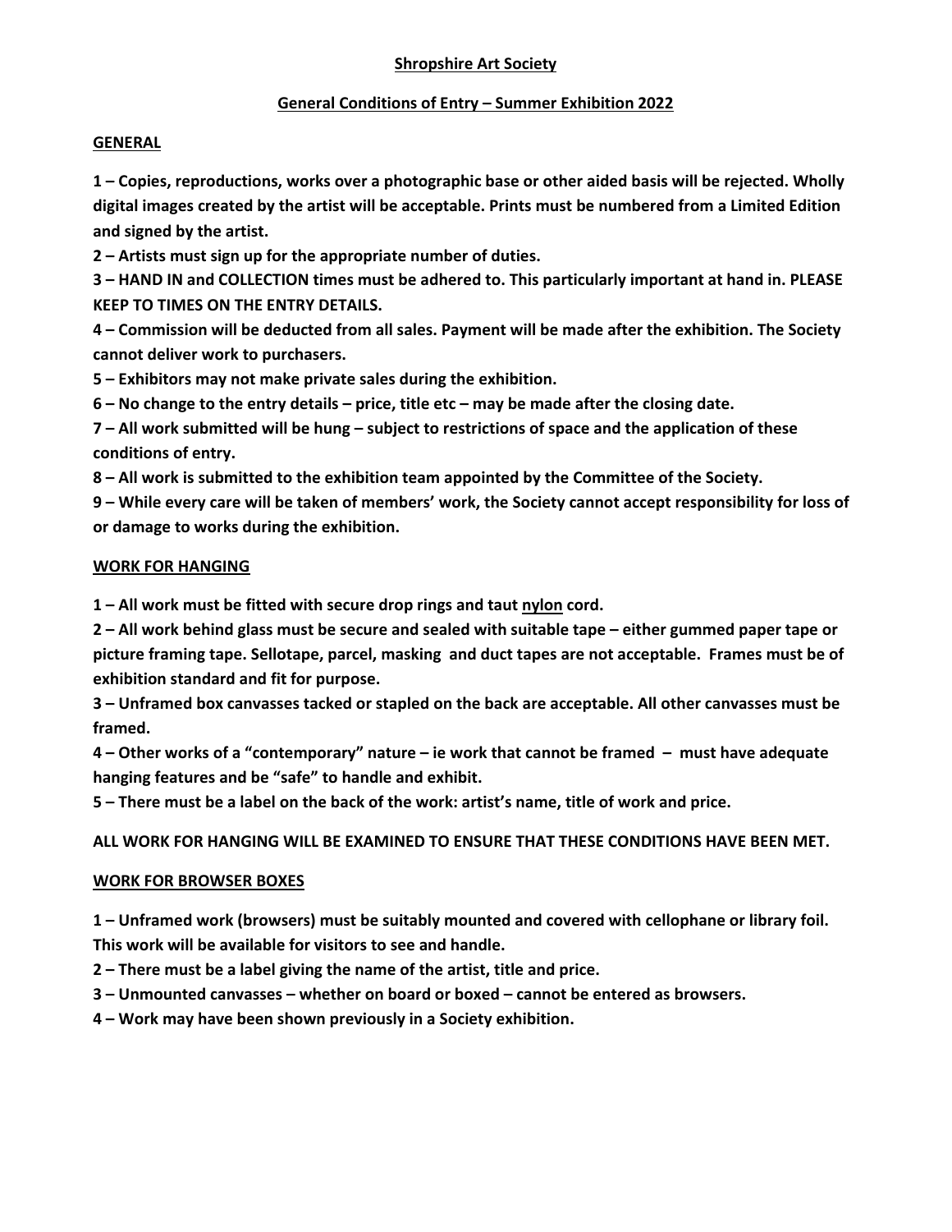**Shropshire Art Society**

**General Conditions of Entry – Summer Exhibition 2022**

**GENERAL**

**1 – Copies, reproductions, works over a photographic base or other aided basis will be rejected. Wholly digital images created by the artist will be acceptable. Prints must be numbered from a Limited Edition and signed by the artist.**

**2 – Artists must sign up for the appropriate number of duties.**

**3 – HAND IN and COLLECTION times must be adhered to. This particularly important at hand in. PLEASE KEEP TO TIMES ON THE ENTRY DETAILS.**

**4 – Commission will be deducted from all sales. Payment will be made after the exhibition. The Society cannot deliver work to purchasers.**

**5 – Exhibitors may not make private sales during the exhibition.**

**6 – No change to the entry details – price, title etc – may be made after the closing date.**

**7 – All work submitted will be hung – subject to restrictions of space and the application of these conditions of entry.**

**8 – All work is submitted to the exhibition team appointed by the Committee of the Society.**

**9 – While every care will be taken of members' work, the Society cannot accept responsibility for loss of or damage to works during the exhibition.**

**WORK FOR HANGING**

**1 – All work must be fitted with secure drop rings and taut nylon cord.**

**2 – All work behind glass must be secure and sealed with suitable tape – either gummed paper tape or picture framing tape. Sellotape, parcel, masking and duct tapes are not acceptable. Frames must be of exhibition standard and fit for purpose.**

**3 – Unframed box canvasses tacked or stapled on the back are acceptable. All other canvasses must be framed.**

**4 – Other works of a "contemporary" nature – ie work that cannot be framed – must have adequate hanging features and be "safe" to handle and exhibit.**

**5 – There must be a label on the back of the work: artist's name, title of work and price.**

**ALL WORK FOR HANGING WILL BE EXAMINED TO ENSURE THAT THESE CONDITIONS HAVE BEEN MET.**

**WORK FOR BROWSER BOXES**

**1 – Unframed work (browsers) must be suitably mounted and covered with cellophane or library foil. This work will be available for visitors to see and handle.**

**2 – There must be a label giving the name of the artist, title and price.**

**3 – Unmounted canvasses – whether on board or boxed – cannot be entered as browsers.**

**4 – Work may have been shown previously in a Society exhibition.**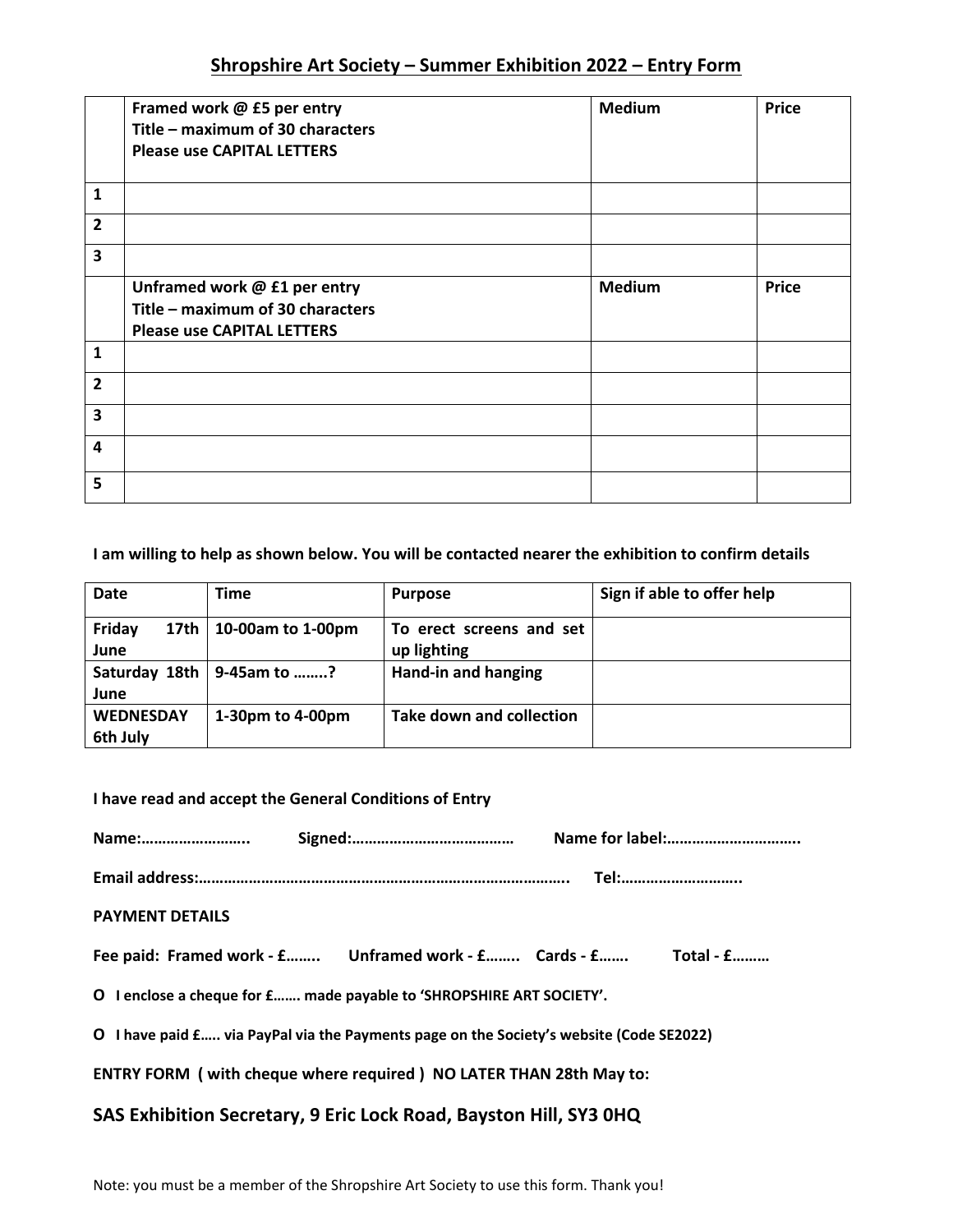# Shropshire Art Society – Summer Exhibition 2022 – Entry Form

| | Framed work @ £5 per entry<br>Title – maximum of 30 characters<br>Please use CAPITAL LETTERS | Medium | Price |
|---|---|---|---|
| 1 | | | |
| 2 | | | |
| 3 | | | |
| | **Unframed work @ £1 per entry**<br>**Title – maximum of 30 characters**<br>**Please use CAPITAL LETTERS** | **Medium** | **Price** |
| 1 | | | |
| 2 | | | |
| 3 | | | |
| 4 | | | |
| 5 | | | |

**I am willing to help as shown below. You will be contacted nearer the exhibition to confirm details**

| Date | Time | Purpose | Sign if able to offer help |
|---|---|---|---|
| Friday 17th June | 10-00am to 1-00pm | To erect screens and set up lighting | |
| Saturday 18th June | 9-45am to ……..? | Hand-in and hanging | |
| WEDNESDAY 6th July | 1-30pm to 4-00pm | Take down and collection | |

**I have read and accept the General Conditions of Entry**

**Name:…………………….. Signed:………………………………… Name for label:………………………….**

**Email address:……………………………………………………………………………. Tel:………………………..**

**PAYMENT DETAILS**

**Fee paid: Framed work - £…….. Unframed work - £…….. Cards - £……. Total - £………**

**O I enclose a cheque for £……. made payable to 'SHROPSHIRE ART SOCIETY'.**

**O I have paid £….. via PayPal via the Payments page on the Society's website (Code SE2022)**

**ENTRY FORM ( with cheque where required ) NO LATER THAN 28th May to:**

## SAS Exhibition Secretary, 9 Eric Lock Road, Bayston Hill, SY3 0HQ

Note: you must be a member of the Shropshire Art Society to use this form. Thank you!